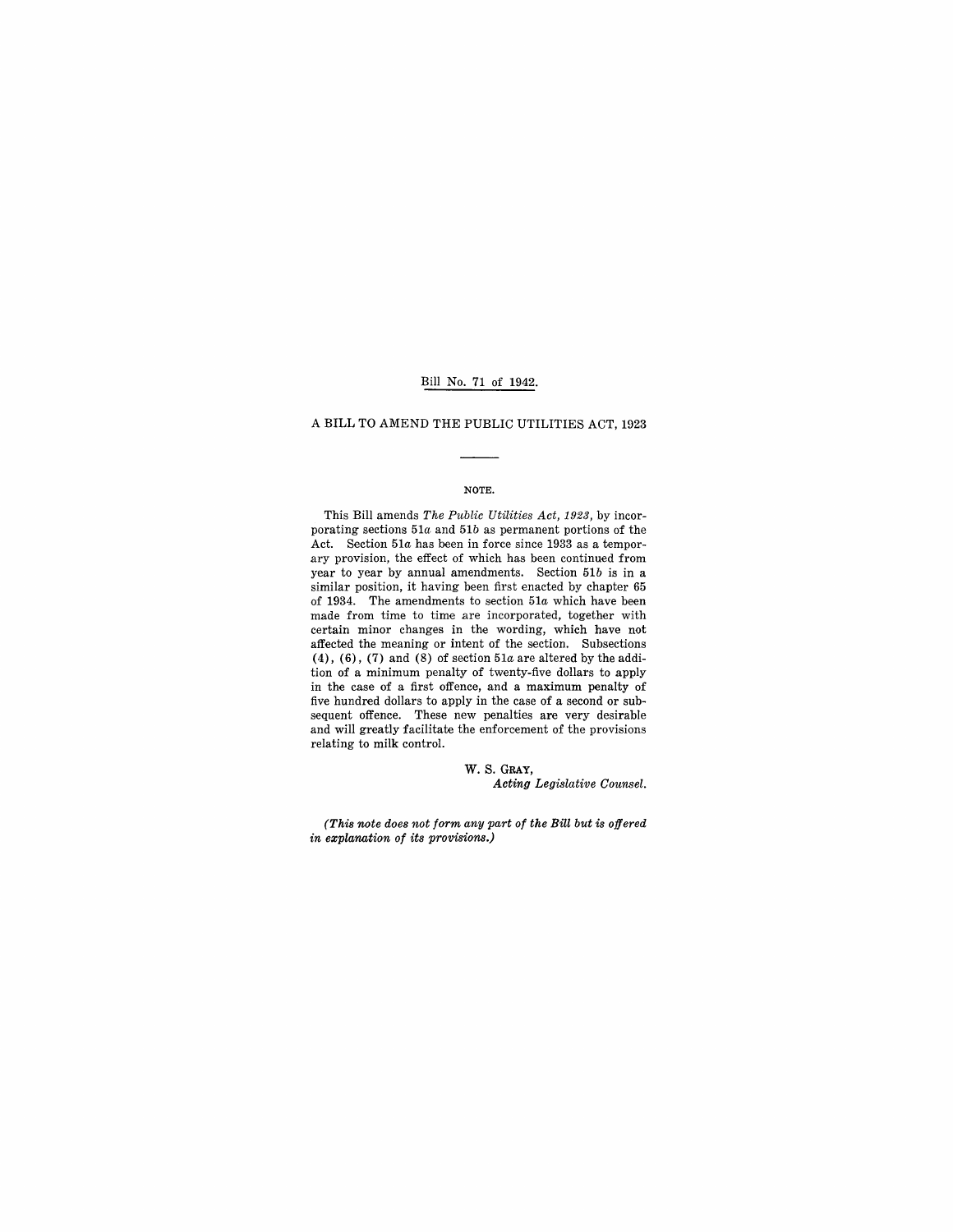Bill No. 71 of 1942.

# A BILL TO AMEND THE PUBLIC UTILITIES ACT, 1923

## NOTE.

This Bill amends *The Public Utilities Act, 1923*, by incorporating sections 51*a* and 51*b* as permanent portions of the Act. Section 51*a* has been in force since 1933 as a temporary provision, the effect of which has been continued from year to year by annual amendments. Section 51*b* is in a similar position, it having been first enacted by chapter 65 of 1934. The amendments to section 51*a* which have been made from time to time are incorporated, together with certain minor changes in the wording, which have not affected the meaning or intent of the section. Subsections (4), (6), (7) and (8) of section 51*a* are altered by the addition of a minimum penalty of twenty-five dollars to apply in the case of a first offence, and a maximum penalty of five hundred dollars to apply in the case of a second or subsequent offence. These new penalties are very desirable and will greatly facilitate the enforcement of the provisions relating to milk control.

W. S. GRAY,
*Acting Legislative Counsel.*

***(This note does not form any part of the Bill but is offered in explanation of its provisions.)***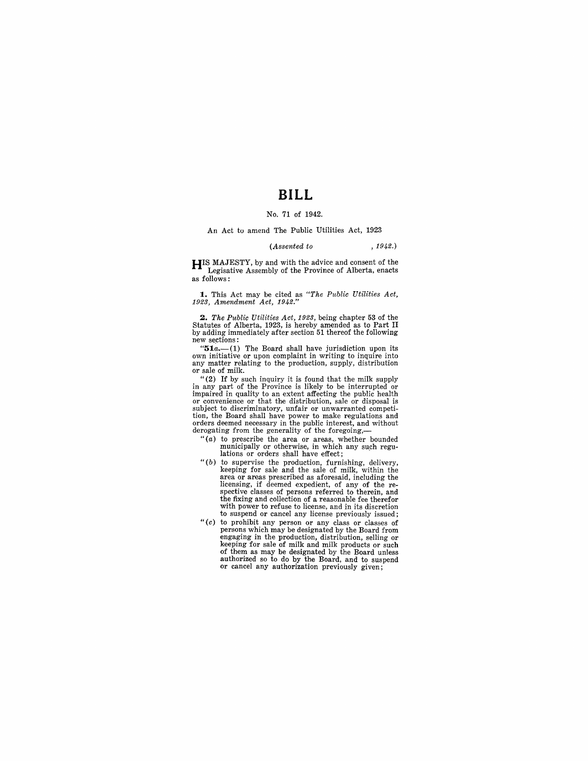# BILL

No. 71 of 1942.

An Act to amend The Public Utilities Act, 1923

*(Assented to , 1942.)*

HIS MAJESTY, by and with the advice and consent of the Legislative Assembly of the Province of Alberta, enacts as follows:

**1.** This Act may be cited as *"The Public Utilities Act, 1923, Amendment Act, 1942."*

**2.** *The Public Utilities Act, 1923*, being chapter 53 of the Statutes of Alberta, 1923, is hereby amended as to Part II by adding immediately after section 51 thereof the following new sections:

"**51***a*.—(1) The Board shall have jurisdiction upon its own initiative or upon complaint in writing to inquire into any matter relating to the production, supply, distribution or sale of milk.

"(2) If by such inquiry it is found that the milk supply in any part of the Province is likely to be interrupted or impaired in quality to an extent affecting the public health or convenience or that the distribution, sale or disposal is subject to discriminatory, unfair or unwarranted competition, the Board shall have power to make regulations and orders deemed necessary in the public interest, and without derogating from the generality of the foregoing,—

"(*a*) to prescribe the area or areas, whether bounded municipally or otherwise, in which any such regulations or orders shall have effect;

"(*b*) to supervise the production, furnishing, delivery, keeping for sale and the sale of milk, within the area or areas prescribed as aforesaid, including the licensing, if deemed expedient, of any of the respective classes of persons referred to therein, and the fixing and collection of a reasonable fee therefor with power to refuse to license, and in its discretion to suspend or cancel any license previously issued;

"(*c*) to prohibit any person or any class or classes of persons which may be designated by the Board from engaging in the production, distribution, selling or keeping for sale of milk and milk products or such of them as may be designated by the Board unless authorized so to do by the Board, and to suspend or cancel any authorization previously given;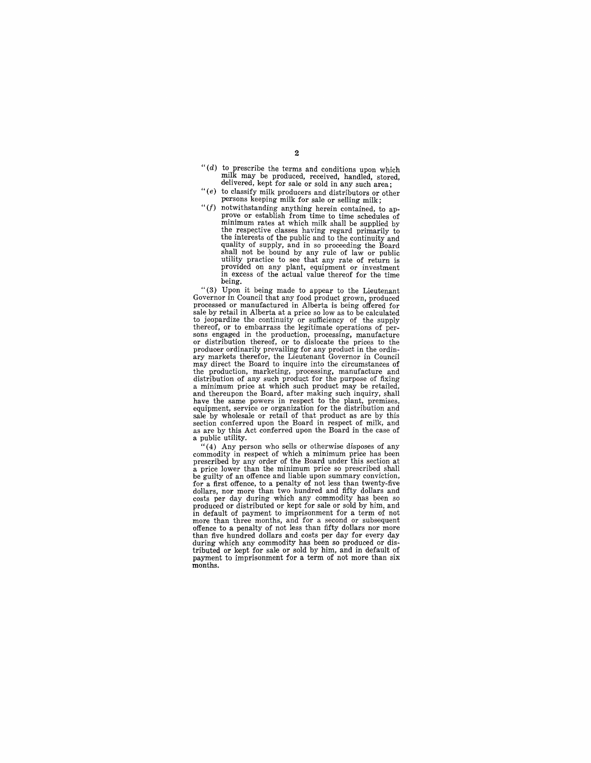"(d) to prescribe the terms and conditions upon which milk may be produced, received, handled, stored, delivered, kept for sale or sold in any such area;

"(e) to classify milk producers and distributors or other persons keeping milk for sale or selling milk;

"(f) notwithstanding anything herein contained, to approve or establish from time to time schedules of minimum rates at which milk shall be supplied by the respective classes having regard primarily to the interests of the public and to the continuity and quality of supply, and in so proceeding the Board shall not be bound by any rule of law or public utility practice to see that any rate of return is provided on any plant, equipment or investment in excess of the actual value thereof for the time being.

"(3) Upon it being made to appear to the Lieutenant Governor in Council that any food product grown, produced processed or manufactured in Alberta is being offered for sale by retail in Alberta at a price so low as to be calculated to jeopardize the continuity or sufficiency of the supply thereof, or to embarrass the legitimate operations of persons engaged in the production, processing, manufacture or distribution thereof, or to dislocate the prices to the producer ordinarily prevailing for any product in the ordinary markets therefor, the Lieutenant Governor in Council may direct the Board to inquire into the circumstances of the production, marketing, processing, manufacture and distribution of any such product for the purpose of fixing a minimum price at which such product may be retailed, and thereupon the Board, after making such inquiry, shall have the same powers in respect to the plant, premises, equipment, service or organization for the distribution and sale by wholesale or retail of that product as are by this section conferred upon the Board in respect of milk, and as are by this Act conferred upon the Board in the case of a public utility.

"(4) Any person who sells or otherwise disposes of any commodity in respect of which a minimum price has been prescribed by any order of the Board under this section at a price lower than the minimum price so prescribed shall be guilty of an offence and liable upon summary conviction, for a first offence, to a penalty of not less than twenty-five dollars, nor more than two hundred and fifty dollars and costs per day during which any commodity has been so produced or distributed or kept for sale or sold by him, and in default of payment to imprisonment for a term of not more than three months, and for a second or subsequent offence to a penalty of not less than fifty dollars nor more than five hundred dollars and costs per day for every day during which any commodity has been so produced or distributed or kept for sale or sold by him, and in default of payment to imprisonment for a term of not more than six months.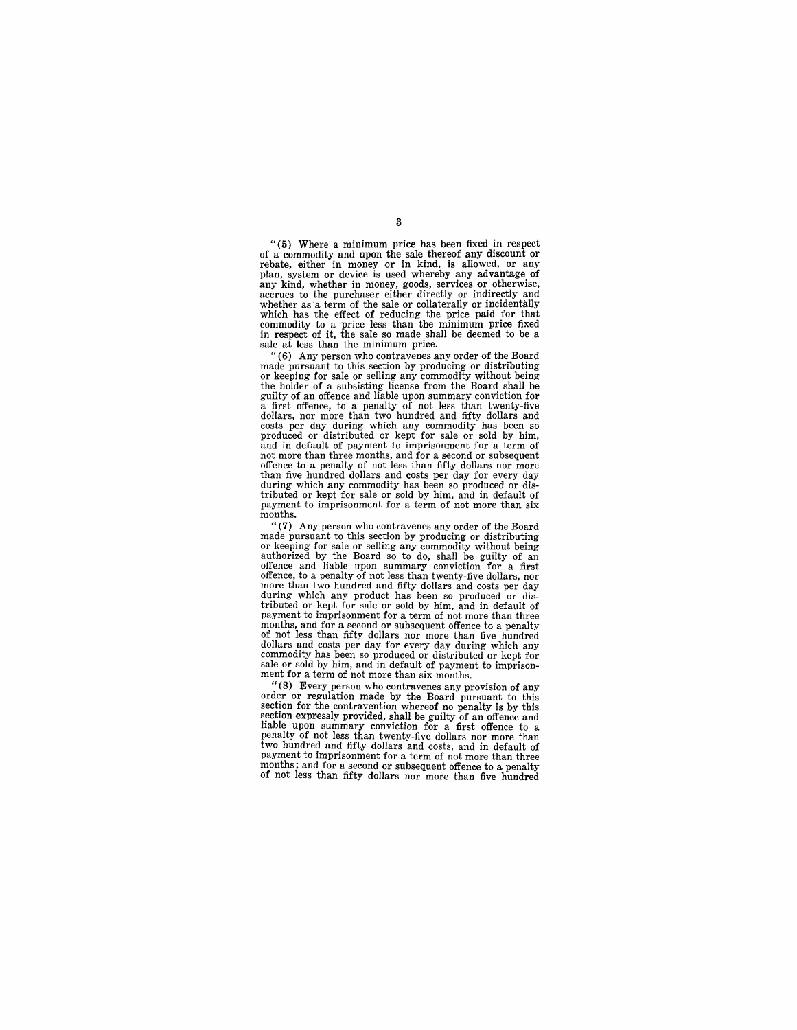"(5) Where a minimum price has been fixed in respect of a commodity and upon the sale thereof any discount or rebate, either in money or in kind, is allowed, or any plan, system or device is used whereby any advantage of any kind, whether in money, goods, services or otherwise, accrues to the purchaser either directly or indirectly and whether as a term of the sale or collaterally or incidentally which has the effect of reducing the price paid for that commodity to a price less than the minimum price fixed in respect of it, the sale so made shall be deemed to be a sale at less than the minimum price.

"(6) Any person who contravenes any order of the Board made pursuant to this section by producing or distributing or keeping for sale or selling any commodity without being the holder of a subsisting license from the Board shall be guilty of an offence and liable upon summary conviction for a first offence, to a penalty of not less than twenty-five dollars, nor more than two hundred and fifty dollars and costs per day during which any commodity has been so produced or distributed or kept for sale or sold by him, and in default of payment to imprisonment for a term of not more than three months, and for a second or subsequent offence to a penalty of not less than fifty dollars nor more than five hundred dollars and costs per day for every day during which any commodity has been so produced or distributed or kept for sale or sold by him, and in default of payment to imprisonment for a term of not more than six months.

"(7) Any person who contravenes any order of the Board made pursuant to this section by producing or distributing or keeping for sale or selling any commodity without being authorized by the Board so to do, shall be guilty of an offence and liable upon summary conviction for a first offence, to a penalty of not less than twenty-five dollars, nor more than two hundred and fifty dollars and costs per day during which any product has been so produced or distributed or kept for sale or sold by him, and in default of payment to imprisonment for a term of not more than three months, and for a second or subsequent offence to a penalty of not less than fifty dollars nor more than five hundred dollars and costs per day for every day during which any commodity has been so produced or distributed or kept for sale or sold by him, and in default of payment to imprisonment for a term of not more than six months.

"(8) Every person who contravenes any provision of any order or regulation made by the Board pursuant to this section for the contravention whereof no penalty is by this section expressly provided, shall be guilty of an offence and liable upon summary conviction for a first offence to a penalty of not less than twenty-five dollars nor more than two hundred and fifty dollars and costs, and in default of payment to imprisonment for a term of not more than three months; and for a second or subsequent offence to a penalty of not less than fifty dollars nor more than five hundred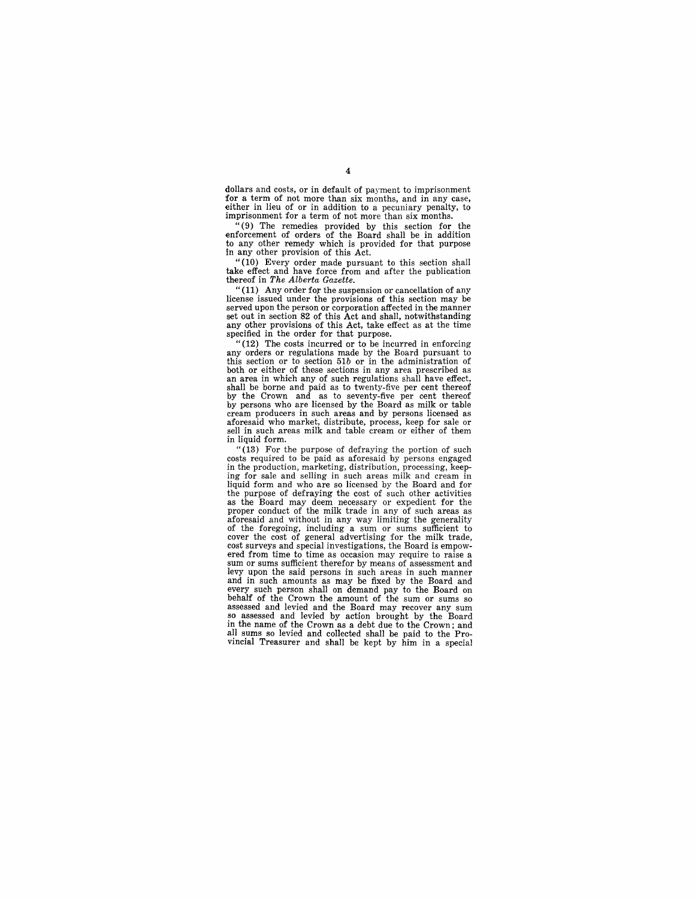dollars and costs, or in default of payment to imprisonment for a term of not more than six months, and in any case, either in lieu of or in addition to a pecuniary penalty, to imprisonment for a term of not more than six months.

"(9) The remedies provided by this section for the enforcement of orders of the Board shall be in addition to any other remedy which is provided for that purpose in any other provision of this Act.

"(10) Every order made pursuant to this section shall take effect and have force from and after the publication thereof in *The Alberta Gazette*.

"(11) Any order for the suspension or cancellation of any license issued under the provisions of this section may be served upon the person or corporation affected in the manner set out in section 82 of this Act and shall, notwithstanding any other provisions of this Act, take effect as at the time specified in the order for that purpose.

"(12) The costs incurred or to be incurred in enforcing any orders or regulations made by the Board pursuant to this section or to section 51*b* or in the administration of both or either of these sections in any area prescribed as an area in which any of such regulations shall have effect, shall be borne and paid as to twenty-five per cent thereof by the Crown and as to seventy-five per cent thereof by persons who are licensed by the Board as milk or table cream producers in such areas and by persons licensed as aforesaid who market, distribute, process, keep for sale or sell in such areas milk and table cream or either of them in liquid form.

"(13) For the purpose of defraying the portion of such costs required to be paid as aforesaid by persons engaged in the production, marketing, distribution, processing, keeping for sale and selling in such areas milk and cream in liquid form and who are so licensed by the Board and for the purpose of defraying the cost of such other activities as the Board may deem necessary or expedient for the proper conduct of the milk trade in any of such areas as aforesaid and without in any way limiting the generality of the foregoing, including a sum or sums sufficient to cover the cost of general advertising for the milk trade, cost surveys and special investigations, the Board is empowered from time to time as occasion may require to raise a sum or sums sufficient therefor by means of assessment and levy upon the said persons in such areas in such manner and in such amounts as may be fixed by the Board and every such person shall on demand pay to the Board on behalf of the Crown the amount of the sum or sums so assessed and levied and the Board may recover any sum so assessed and levied by action brought by the Board in the name of the Crown as a debt due to the Crown; and all sums so levied and collected shall be paid to the Provincial Treasurer and shall be kept by him in a special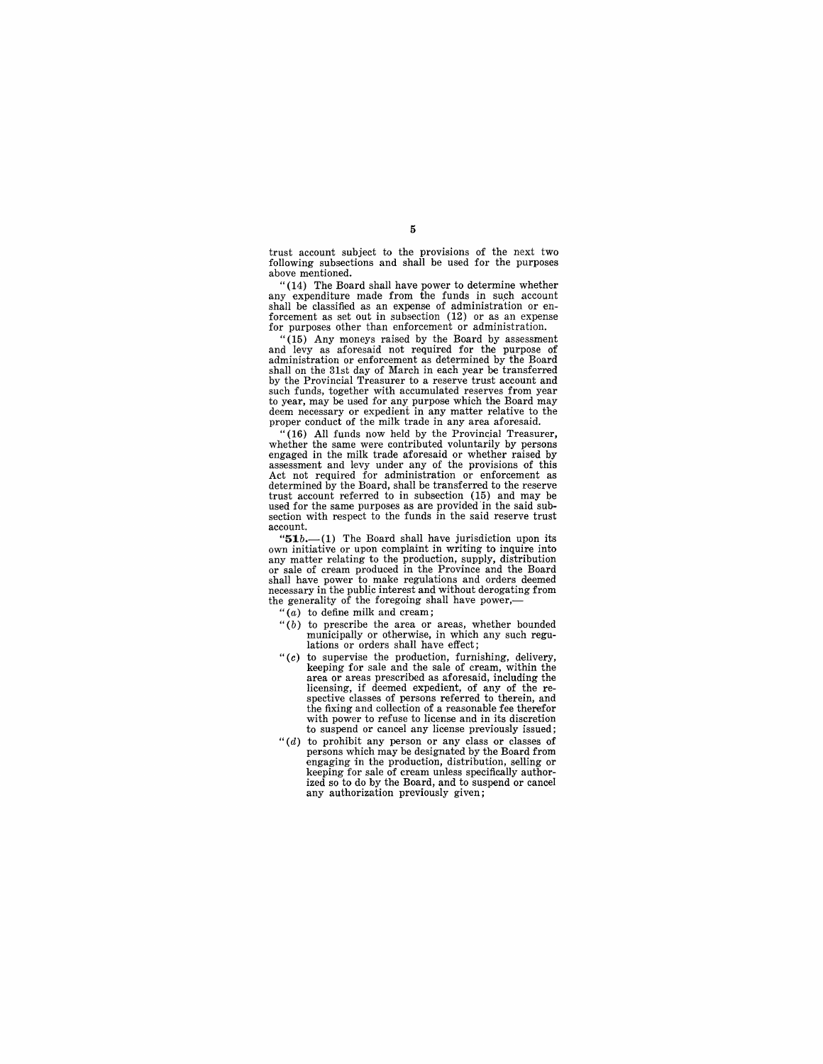trust account subject to the provisions of the next two following subsections and shall be used for the purposes above mentioned.

"(14) The Board shall have power to determine whether any expenditure made from the funds in such account shall be classified as an expense of administration or enforcement as set out in subsection (12) or as an expense for purposes other than enforcement or administration.

"(15) Any moneys raised by the Board by assessment and levy as aforesaid not required for the purpose of administration or enforcement as determined by the Board shall on the 31st day of March in each year be transferred by the Provincial Treasurer to a reserve trust account and such funds, together with accumulated reserves from year to year, may be used for any purpose which the Board may deem necessary or expedient in any matter relative to the proper conduct of the milk trade in any area aforesaid.

"(16) All funds now held by the Provincial Treasurer, whether the same were contributed voluntarily by persons engaged in the milk trade aforesaid or whether raised by assessment and levy under any of the provisions of this Act not required for administration or enforcement as determined by the Board, shall be transferred to the reserve trust account referred to in subsection (15) and may be used for the same purposes as are provided in the said subsection with respect to the funds in the said reserve trust account.

"**51***b*.—(1) The Board shall have jurisdiction upon its own initiative or upon complaint in writing to inquire into any matter relating to the production, supply, distribution or sale of cream produced in the Province and the Board shall have power to make regulations and orders deemed necessary in the public interest and without derogating from the generality of the foregoing shall have power,—

"(*a*) to define milk and cream;

"(*b*) to prescribe the area or areas, whether bounded municipally or otherwise, in which any such regulations or orders shall have effect;

"(*c*) to supervise the production, furnishing, delivery, keeping for sale and the sale of cream, within the area or areas prescribed as aforesaid, including the licensing, if deemed expedient, of any of the respective classes of persons referred to therein, and the fixing and collection of a reasonable fee therefor with power to refuse to license and in its discretion to suspend or cancel any license previously issued;

"(*d*) to prohibit any person or any class or classes of persons which may be designated by the Board from engaging in the production, distribution, selling or keeping for sale of cream unless specifically authorized so to do by the Board, and to suspend or cancel any authorization previously given;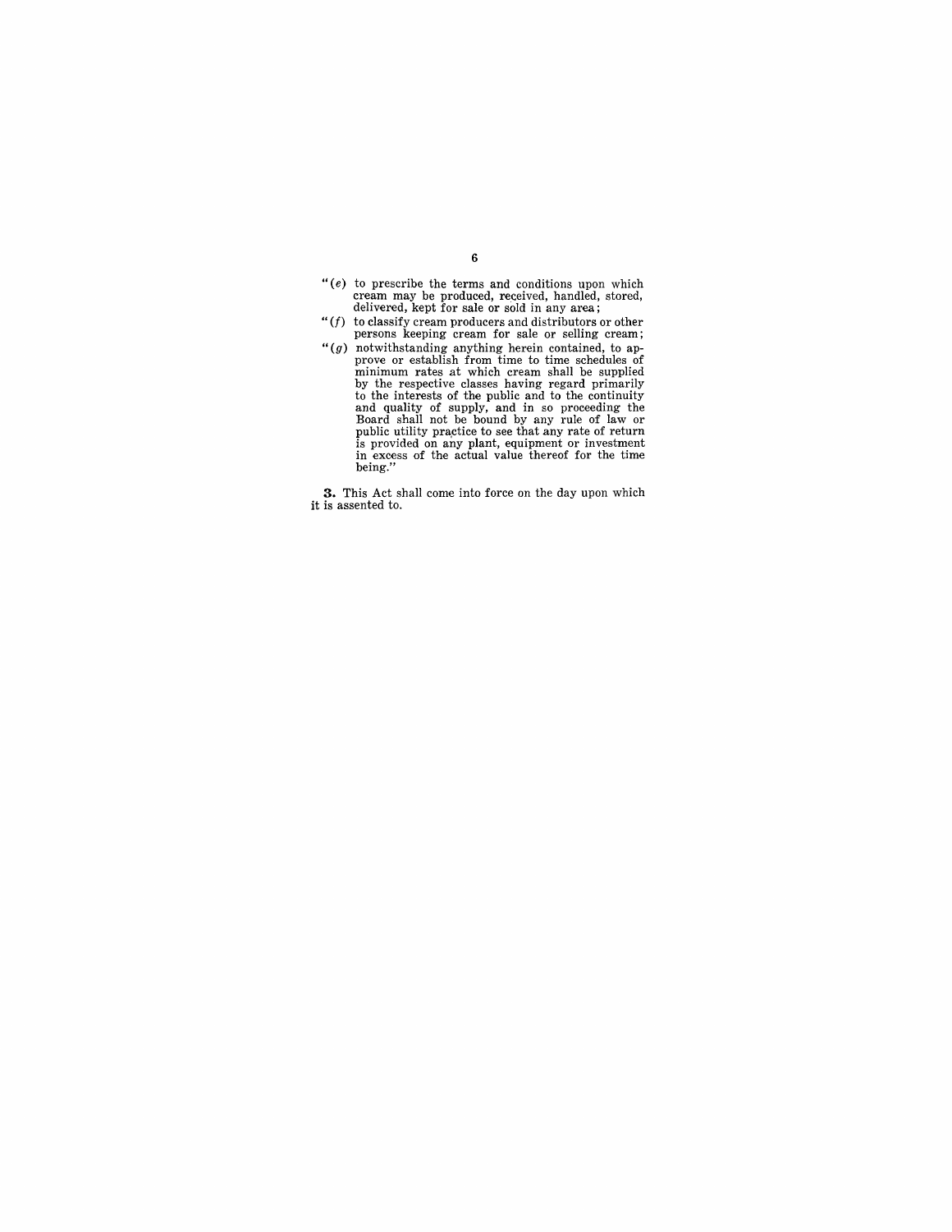"(*e*) to prescribe the terms and conditions upon which cream may be produced, received, handled, stored, delivered, kept for sale or sold in any area;

"(*f*) to classify cream producers and distributors or other persons keeping cream for sale or selling cream;

"(*g*) notwithstanding anything herein contained, to approve or establish from time to time schedules of minimum rates at which cream shall be supplied by the respective classes having regard primarily to the interests of the public and to the continuity and quality of supply, and in so proceeding the Board shall not be bound by any rule of law or public utility practice to see that any rate of return is provided on any plant, equipment or investment in excess of the actual value thereof for the time being."

**3.** This Act shall come into force on the day upon which it is assented to.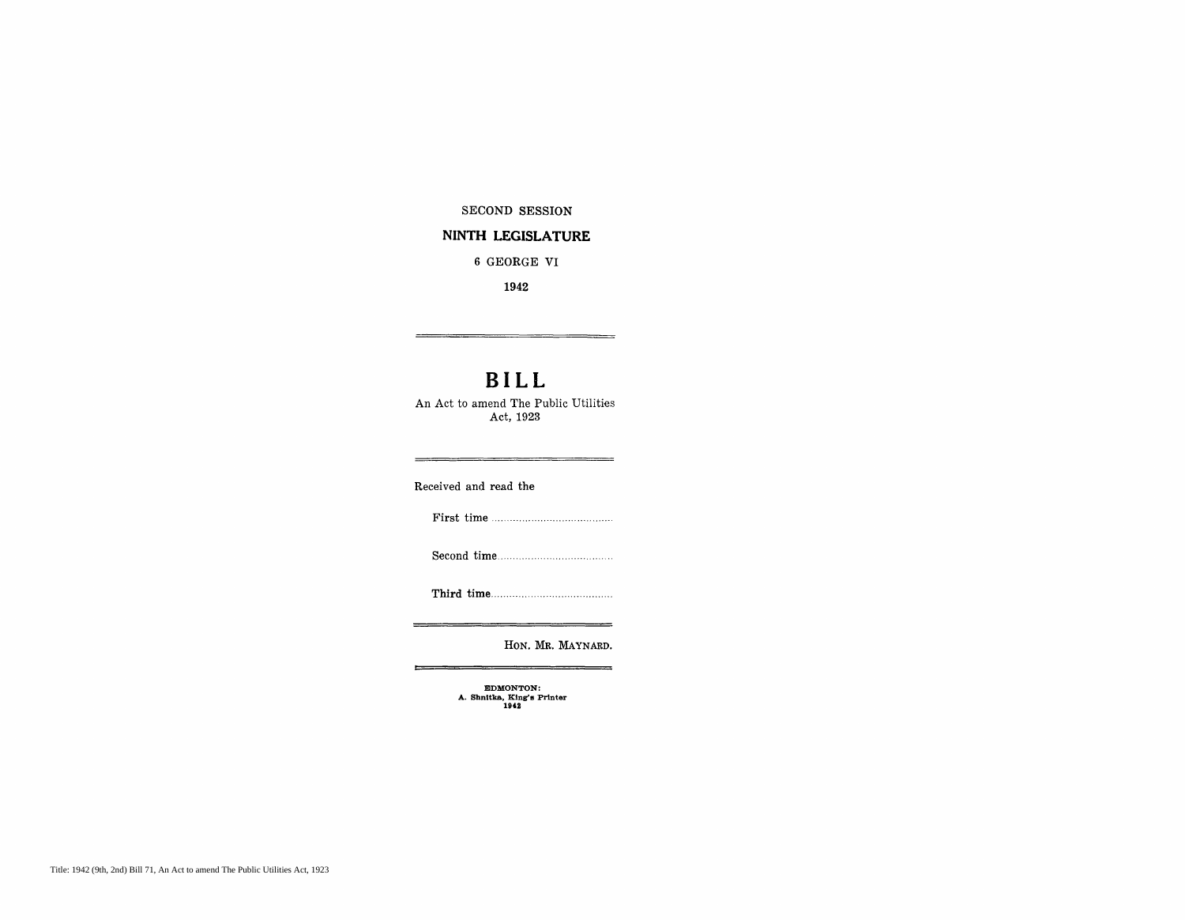SECOND SESSION

## NINTH LEGISLATURE

6 GEORGE VI

**1942**

---

# BILL

An Act to amend The Public Utilities Act, 1923

---

Received and read the

First time ..........................................

Second time..........................................

Third time..........................................

---

HON. MR. MAYNARD.

---

**EDMONTON:**
**A. Shnitka, King's Printer**
**1942**

Title: 1942 (9th, 2nd) Bill 71, An Act to amend The Public Utilities Act, 1923